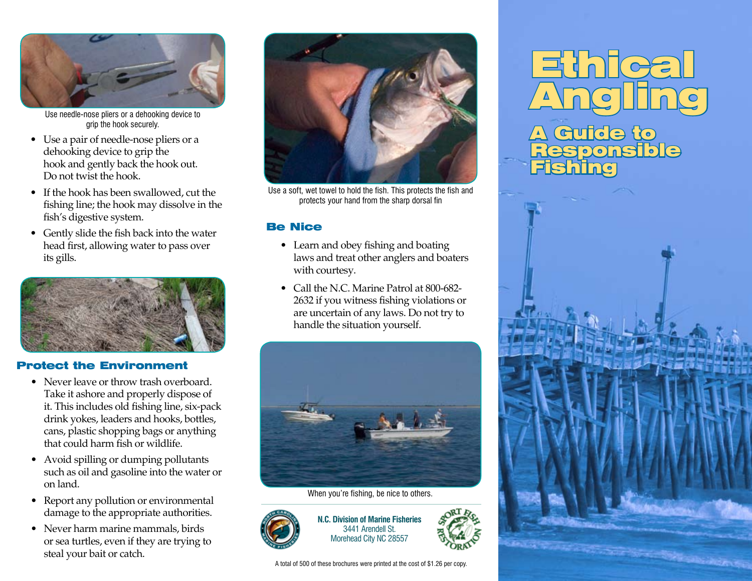Use needle-nose pliers or a dehooking device to grip the hook securely.

- Use a pair of needle-nose pliers or a dehooking device to grip the hook and gently back the hook out. Do not twist the hook.
- If the hook has been swallowed, cut the fishing line; the hook may dissolve in the fish's digestive system.
- Gently slide the fish back into the water head first, allowing water to pass over its gills.

## Protect the Environment

- Never leave or throw trash overboard. Take it ashore and properly dispose of it. This includes old fishing line, six-pack drink yokes, leaders and hooks, bottles, cans, plastic shopping bags or anything that could harm fish or wildlife.
- Avoid spilling or dumping pollutants such as oil and gasoline into the water or on land.
- Report any pollution or environmental damage to the appropriate authorities.
- Never harm marine mammals, birds or sea turtles, even if they are trying to steal your bait or catch.

Use a soft, wet towel to hold the fish. This protects the fish and protects your hand from the sharp dorsal fin

## Be Nice

- Learn and obey fishing and boating laws and treat other anglers and boaters with courtesy.
- Call the N.C. Marine Patrol at 800-682-2632 if you witness fishing violations or are uncertain of any laws. Do not try to handle the situation yourself.

When you're fishing, be nice to others.

**N.C. Division of Marine Fisheries**
3441 Arendell St.
Morehead City NC 28557

A total of 500 of these brochures were printed at the cost of $1.26 per copy.

# Ethical Angling

## A Guide to Responsible Fishing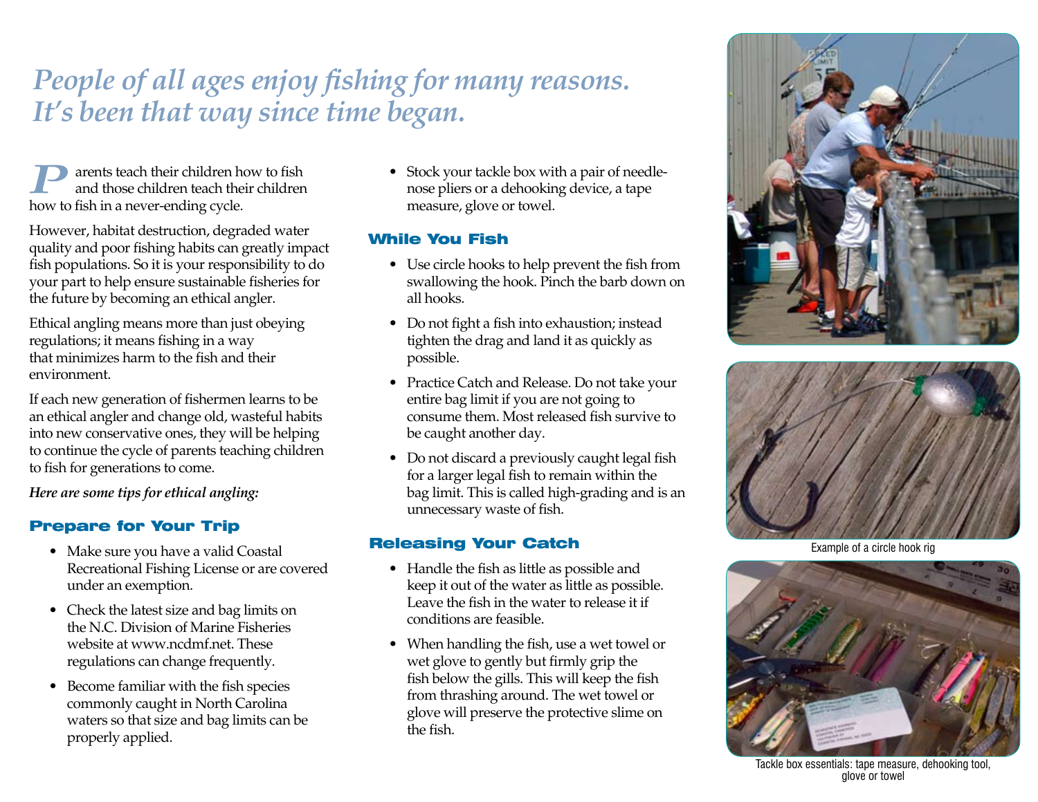*People of all ages enjoy fishing for many reasons. It's been that way since time began.*

Parents teach their children how to fish and those children teach their children how to fish in a never-ending cycle.

However, habitat destruction, degraded water quality and poor fishing habits can greatly impact fish populations. So it is your responsibility to do your part to help ensure sustainable fisheries for the future by becoming an ethical angler.

Ethical angling means more than just obeying regulations; it means fishing in a way that minimizes harm to the fish and their environment.

If each new generation of fishermen learns to be an ethical angler and change old, wasteful habits into new conservative ones, they will be helping to continue the cycle of parents teaching children to fish for generations to come.

***Here are some tips for ethical angling:***

## Prepare for Your Trip

- Make sure you have a valid Coastal Recreational Fishing License or are covered under an exemption.
- Check the latest size and bag limits on the N.C. Division of Marine Fisheries website at www.ncdmf.net. These regulations can change frequently.
- Become familiar with the fish species commonly caught in North Carolina waters so that size and bag limits can be properly applied.
- Stock your tackle box with a pair of needle-nose pliers or a dehooking device, a tape measure, glove or towel.

## While You Fish

- Use circle hooks to help prevent the fish from swallowing the hook. Pinch the barb down on all hooks.
- Do not fight a fish into exhaustion; instead tighten the drag and land it as quickly as possible.
- Practice Catch and Release. Do not take your entire bag limit if you are not going to consume them. Most released fish survive to be caught another day.
- Do not discard a previously caught legal fish for a larger legal fish to remain within the bag limit. This is called high-grading and is an unnecessary waste of fish.

## Releasing Your Catch

- Handle the fish as little as possible and keep it out of the water as little as possible. Leave the fish in the water to release it if conditions are feasible.
- When handling the fish, use a wet towel or wet glove to gently but firmly grip the fish below the gills. This will keep the fish from thrashing around. The wet towel or glove will preserve the protective slime on the fish.

Example of a circle hook rig

Tackle box essentials: tape measure, dehooking tool, glove or towel